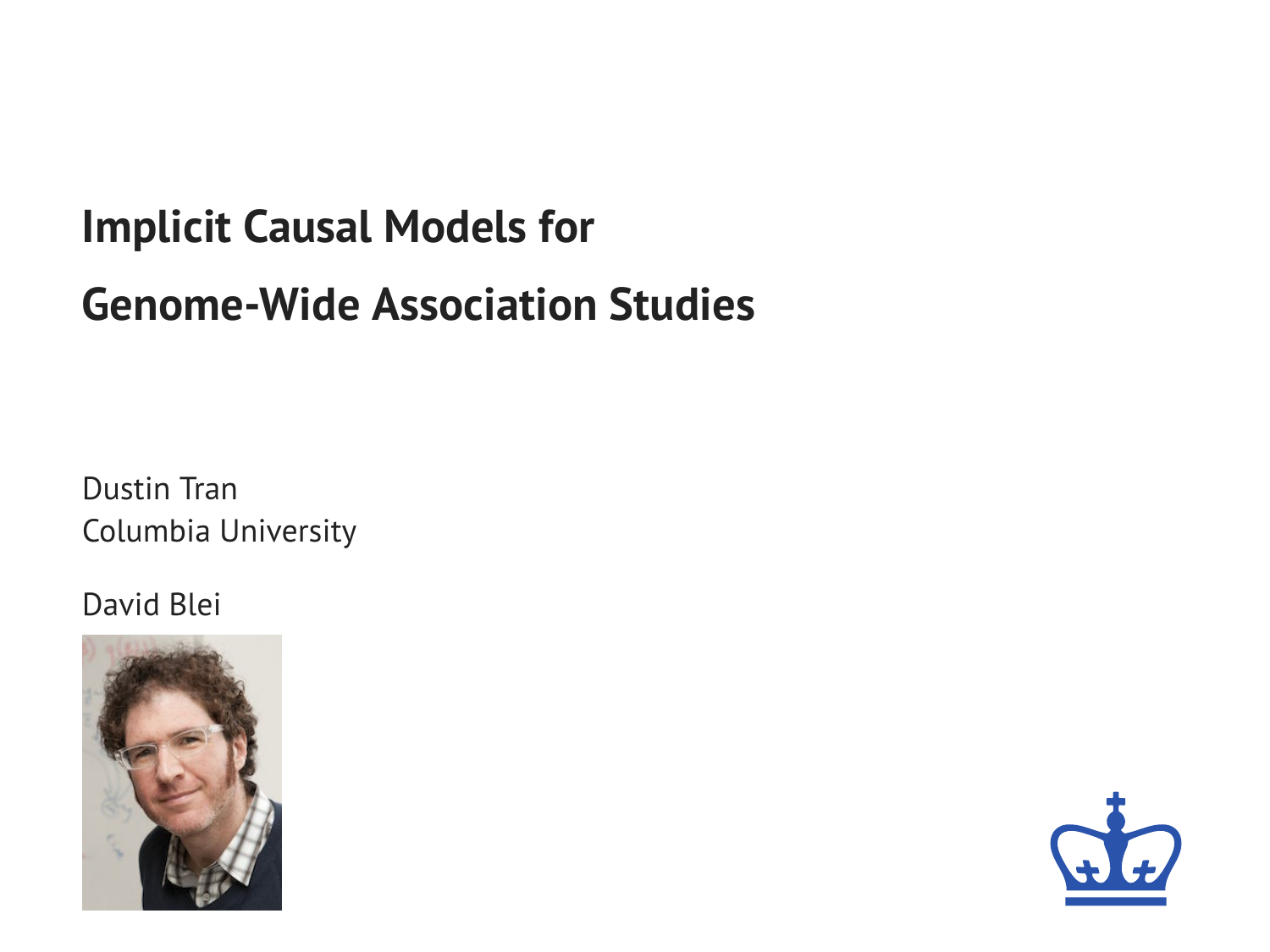# Implicit Causal Models for Genome-Wide Association Studies

Dustin Tran
Columbia University

David Blei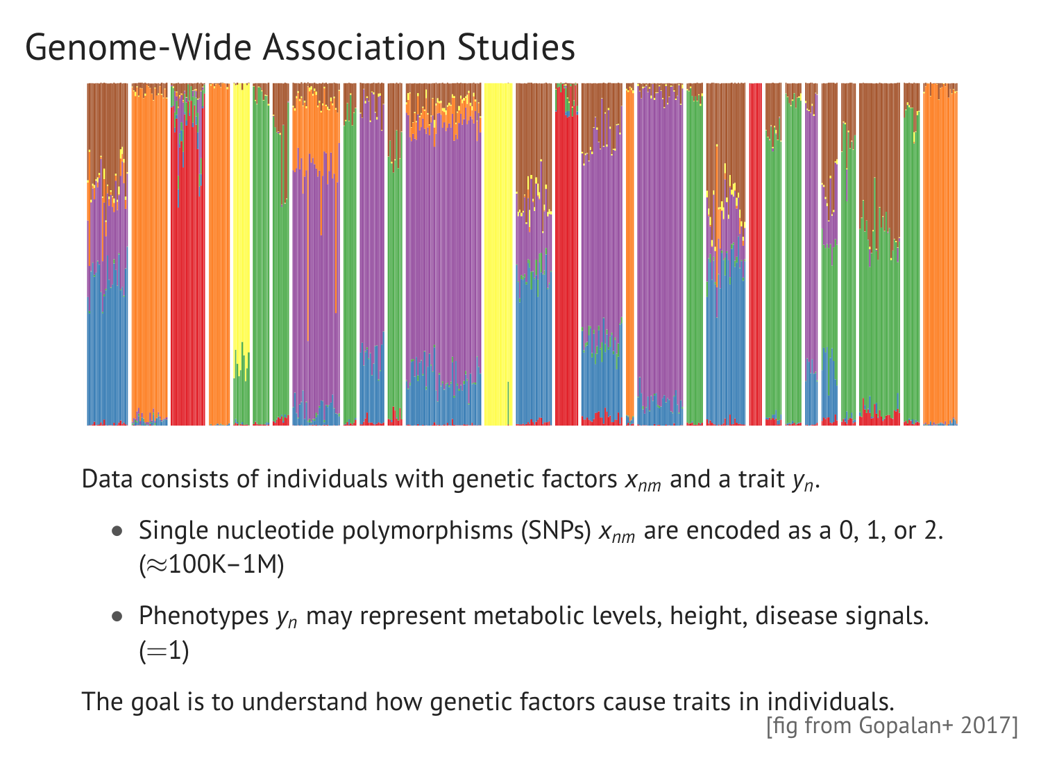# Genome-Wide Association Studies

Data consists of individuals with genetic factors $x_{nm}$ and a trait $y_n$.

- Single nucleotide polymorphisms (SNPs) $x_{nm}$ are encoded as a 0, 1, or 2. ($\approx$100K–1M)
- Phenotypes $y_n$ may represent metabolic levels, height, disease signals. ($=$1)

The goal is to understand how genetic factors cause traits in individuals.

[fig from Gopalan+ 2017]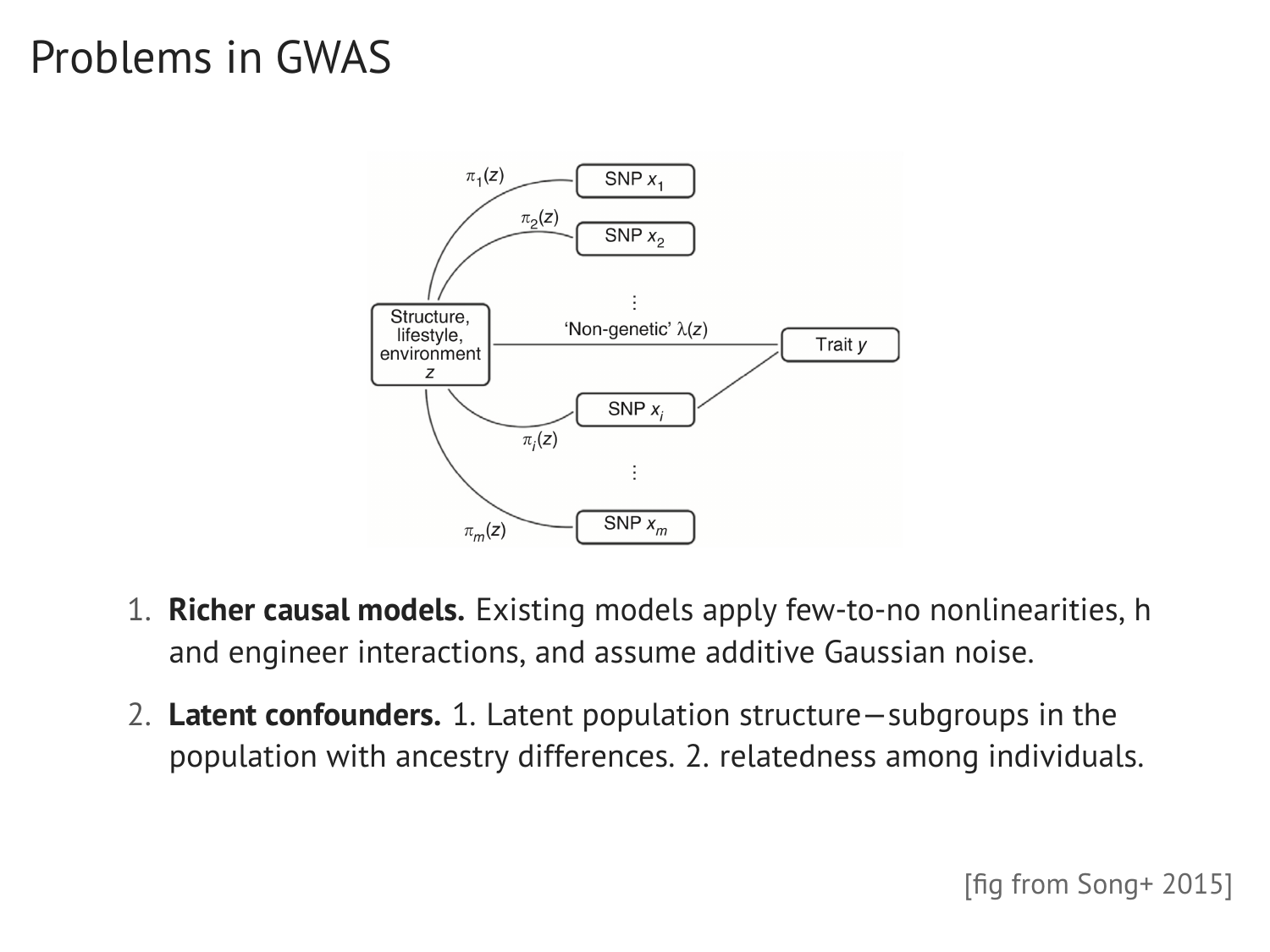# Problems in GWAS

1. **Richer causal models.** Existing models apply few-to-no nonlinearities, h and engineer interactions, and assume additive Gaussian noise.
2. **Latent confounders.** 1. Latent population structure—subgroups in the population with ancestry differences. 2. relatedness among individuals.

[fig from Song+ 2015]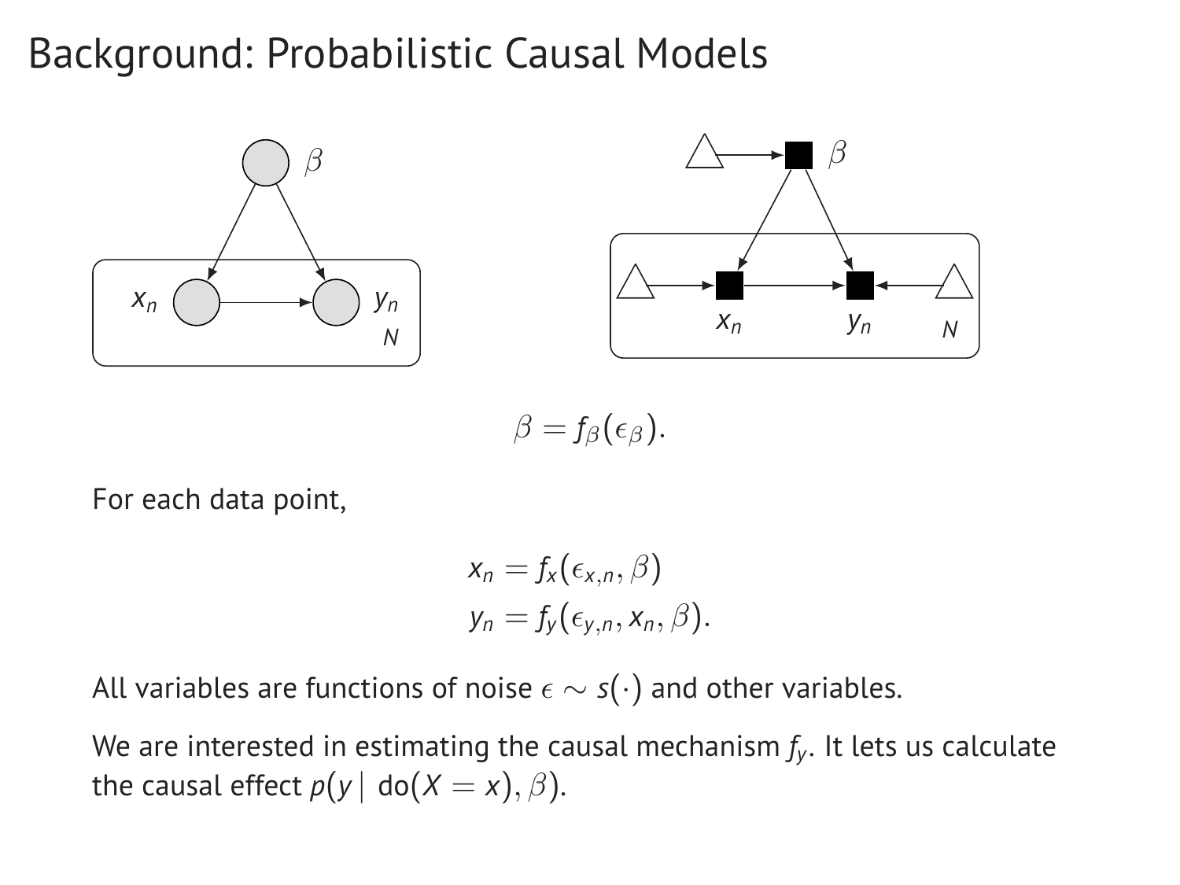# Background: Probabilistic Causal Models

$$\beta = f_\beta(\epsilon_\beta).$$

For each data point,

$$x_n = f_x(\epsilon_{x,n}, \beta)$$
$$y_n = f_y(\epsilon_{y,n}, x_n, \beta).$$

All variables are functions of noise $\epsilon \sim s(\cdot)$ and other variables.

We are interested in estimating the causal mechanism $f_y$. It lets us calculate the causal effect $p(y \mid \text{do}(X = x), \beta)$.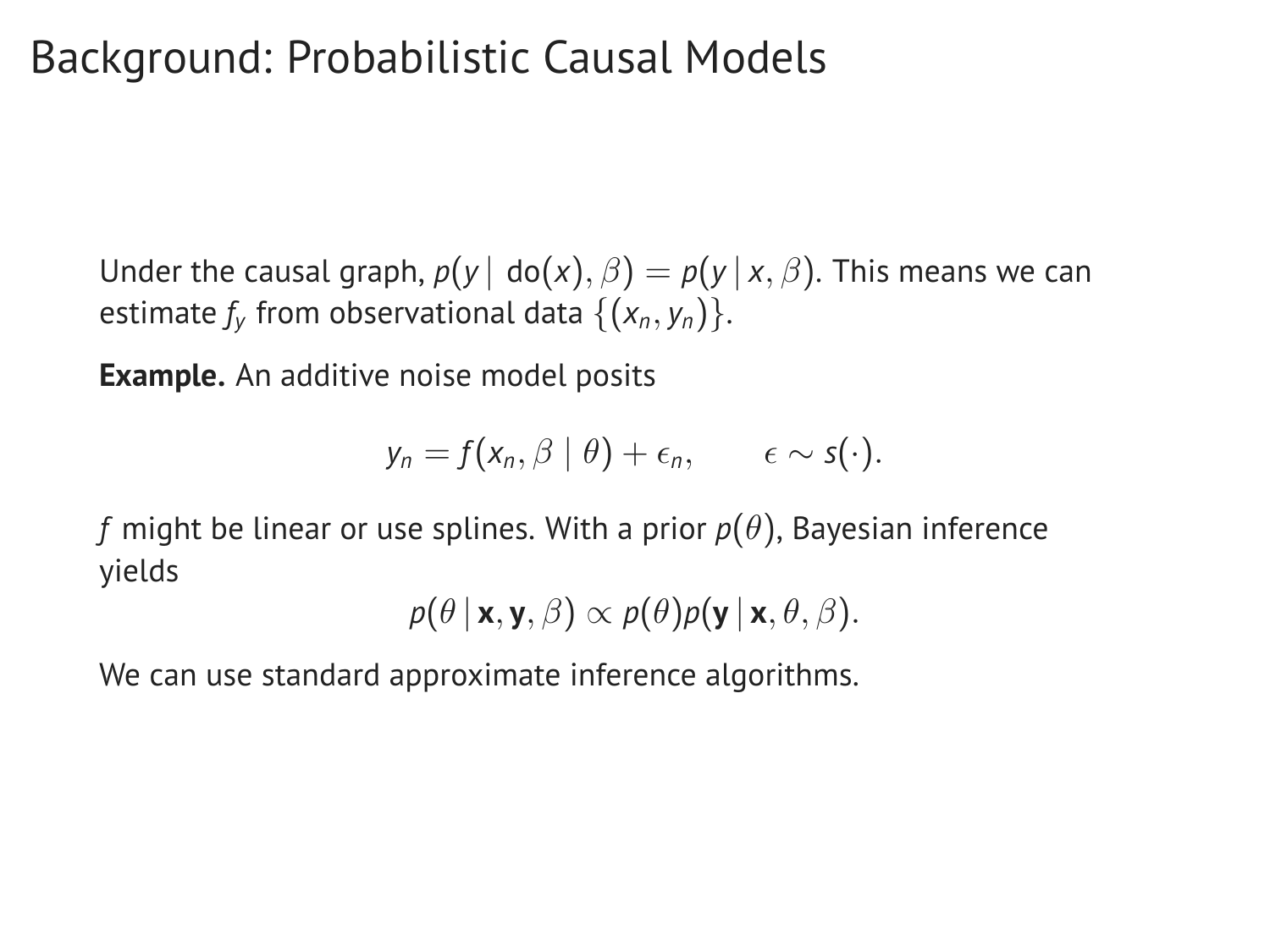# Background: Probabilistic Causal Models

Under the causal graph, $p(y \mid \text{do}(x), \beta) = p(y \mid x, \beta)$. This means we can estimate $f_y$ from observational data $\{(x_n, y_n)\}$.

**Example.** An additive noise model posits

$$y_n = f(x_n, \beta \mid \theta) + \epsilon_n, \qquad \epsilon \sim s(\cdot).$$

$f$ might be linear or use splines. With a prior $p(\theta)$, Bayesian inference yields

$$p(\theta \mid \mathbf{x}, \mathbf{y}, \beta) \propto p(\theta) p(\mathbf{y} \mid \mathbf{x}, \theta, \beta).$$

We can use standard approximate inference algorithms.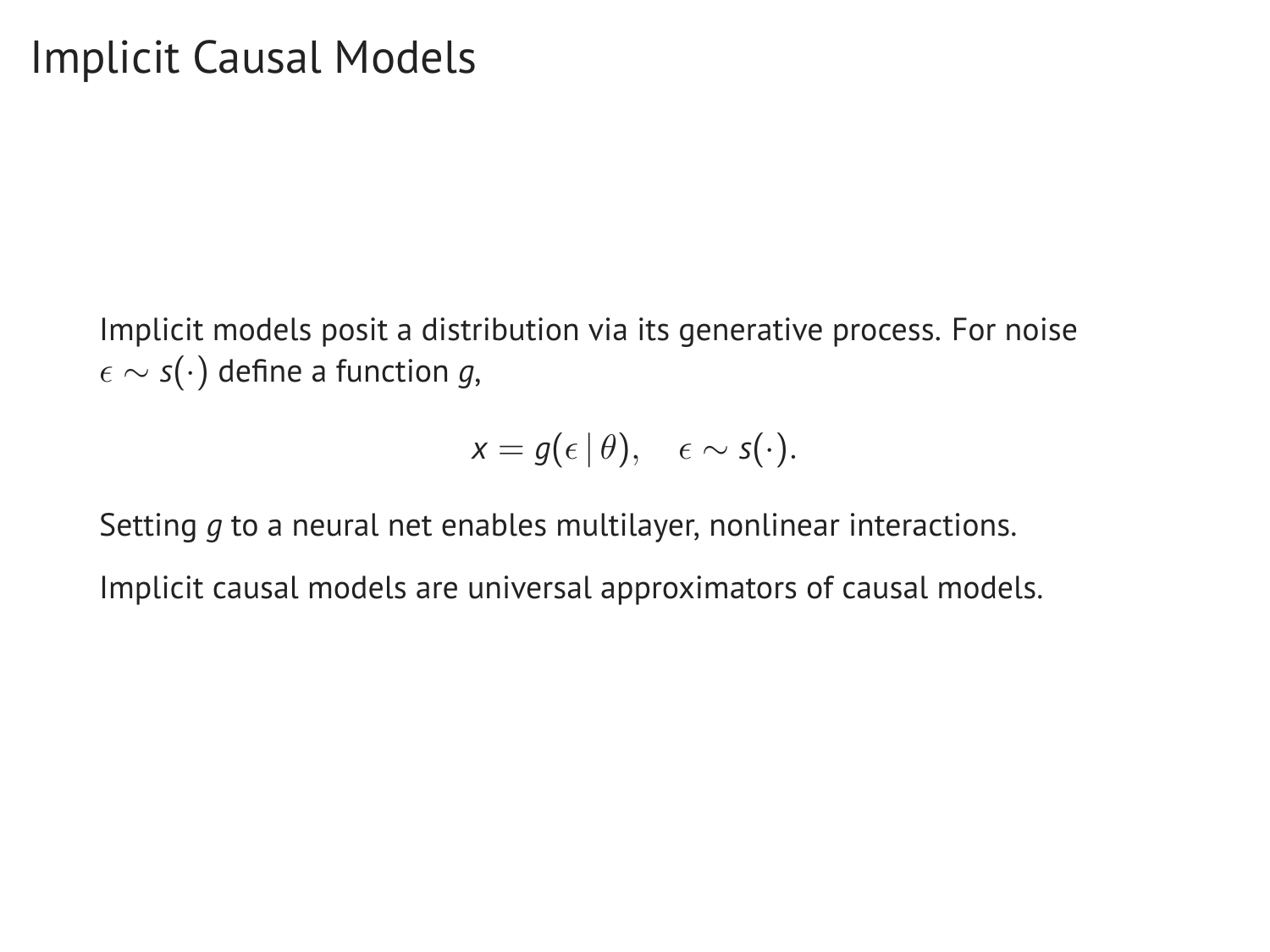# Implicit Causal Models

Implicit models posit a distribution via its generative process. For noise $\epsilon \sim s(\cdot)$ define a function $g$,

$$x = g(\epsilon \mid \theta), \quad \epsilon \sim s(\cdot).$$

Setting $g$ to a neural net enables multilayer, nonlinear interactions.

Implicit causal models are universal approximators of causal models.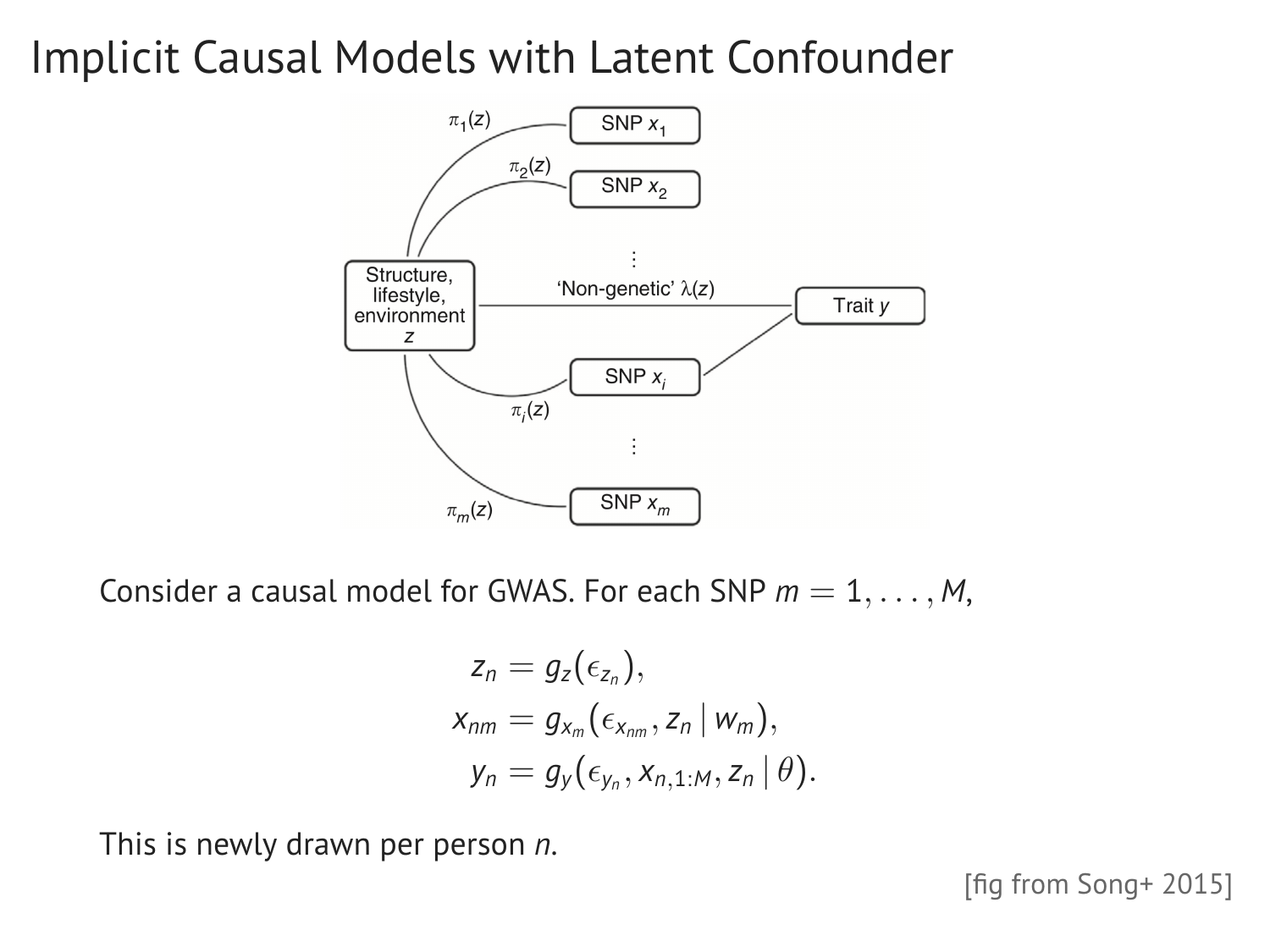# Implicit Causal Models with Latent Confounder

Consider a causal model for GWAS. For each SNP $m = 1, \ldots, M$,

$$
\begin{aligned}
z_n &= g_z(\epsilon_{z_n}), \\
x_{nm} &= g_{x_m}(\epsilon_{x_{nm}}, z_n \mid w_m), \\
y_n &= g_y(\epsilon_{y_n}, x_{n,1:M}, z_n \mid \theta).
\end{aligned}
$$

This is newly drawn per person $n$.

[fig from Song+ 2015]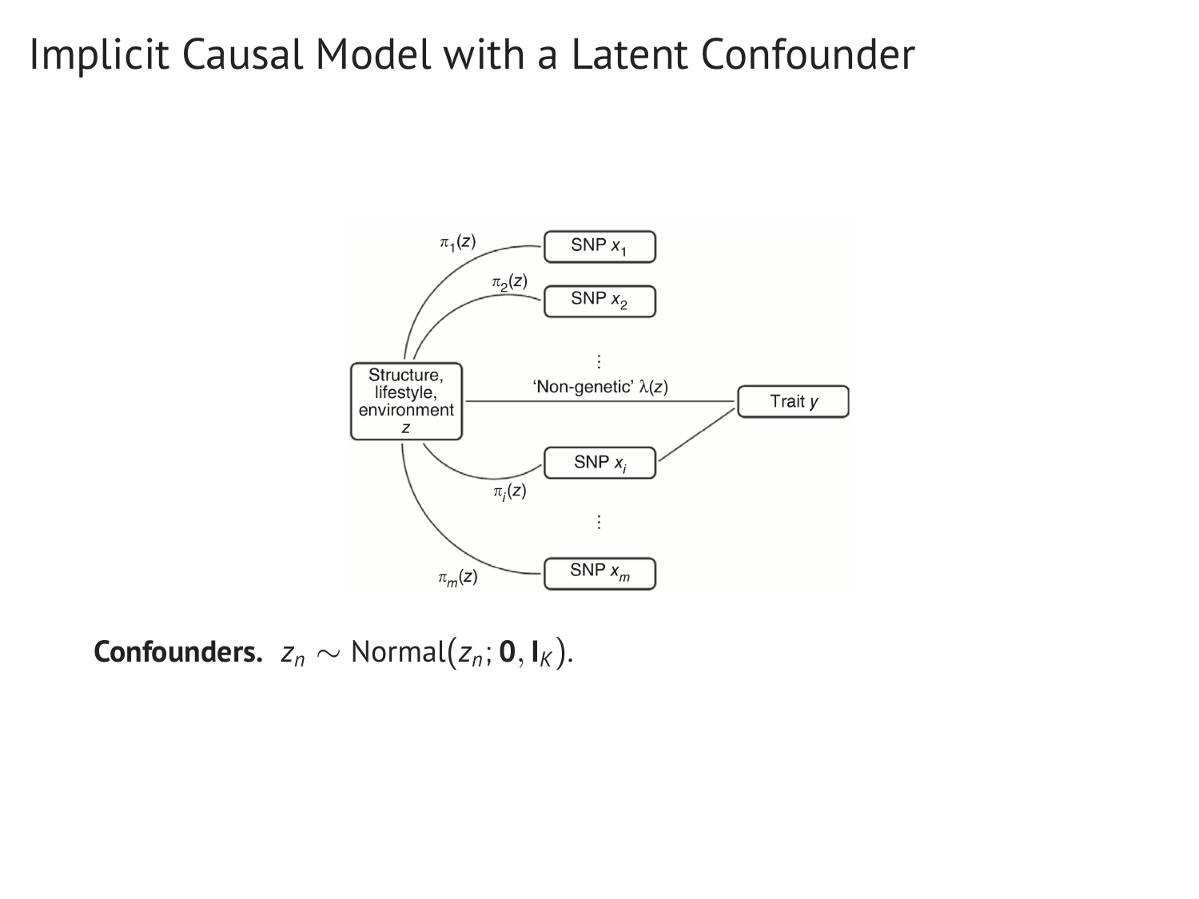# Implicit Causal Model with a Latent Confounder

**Confounders.** $z_n \sim \text{Normal}(z_n; \mathbf{0}, \mathbf{I}_K)$.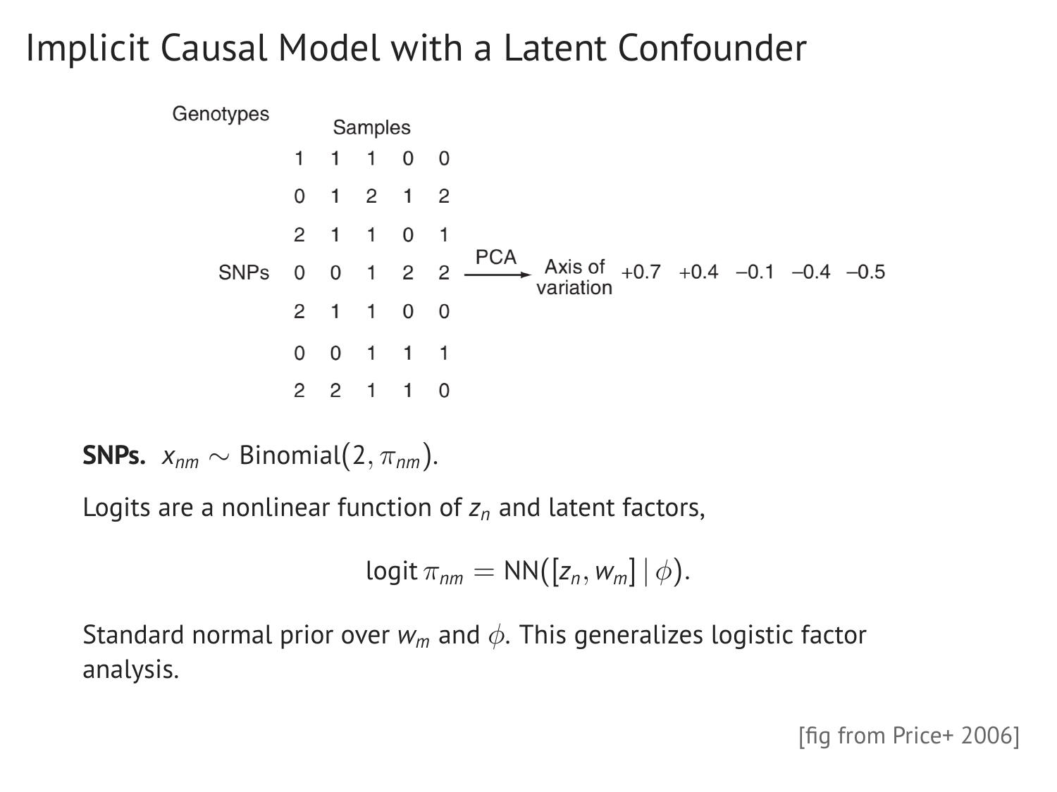# Implicit Causal Model with a Latent Confounder

Genotypes

| | Samples | | | | |
|---|---|---|---|---|---|
| | 1 | 1 | 1 | 0 | 0 |
| | 0 | 1 | 2 | 1 | 2 |
| | 2 | 1 | 1 | 0 | 1 |
| SNPs | 0 | 0 | 1 | 2 | 2 |
| | 2 | 1 | 1 | 0 | 0 |
| | 0 | 0 | 1 | 1 | 1 |
| | 2 | 2 | 1 | 1 | 0 |

PCA → Axis of variation: +0.7 +0.4 −0.1 −0.4 −0.5

**SNPs.** $x_{nm} \sim \text{Binomial}(2, \pi_{nm})$.

Logits are a nonlinear function of $z_n$ and latent factors,

$$\operatorname{logit} \pi_{nm} = \text{NN}([z_n, w_m] \mid \phi).$$

Standard normal prior over $w_m$ and $\phi$. This generalizes logistic factor analysis.

[fig from Price+ 2006]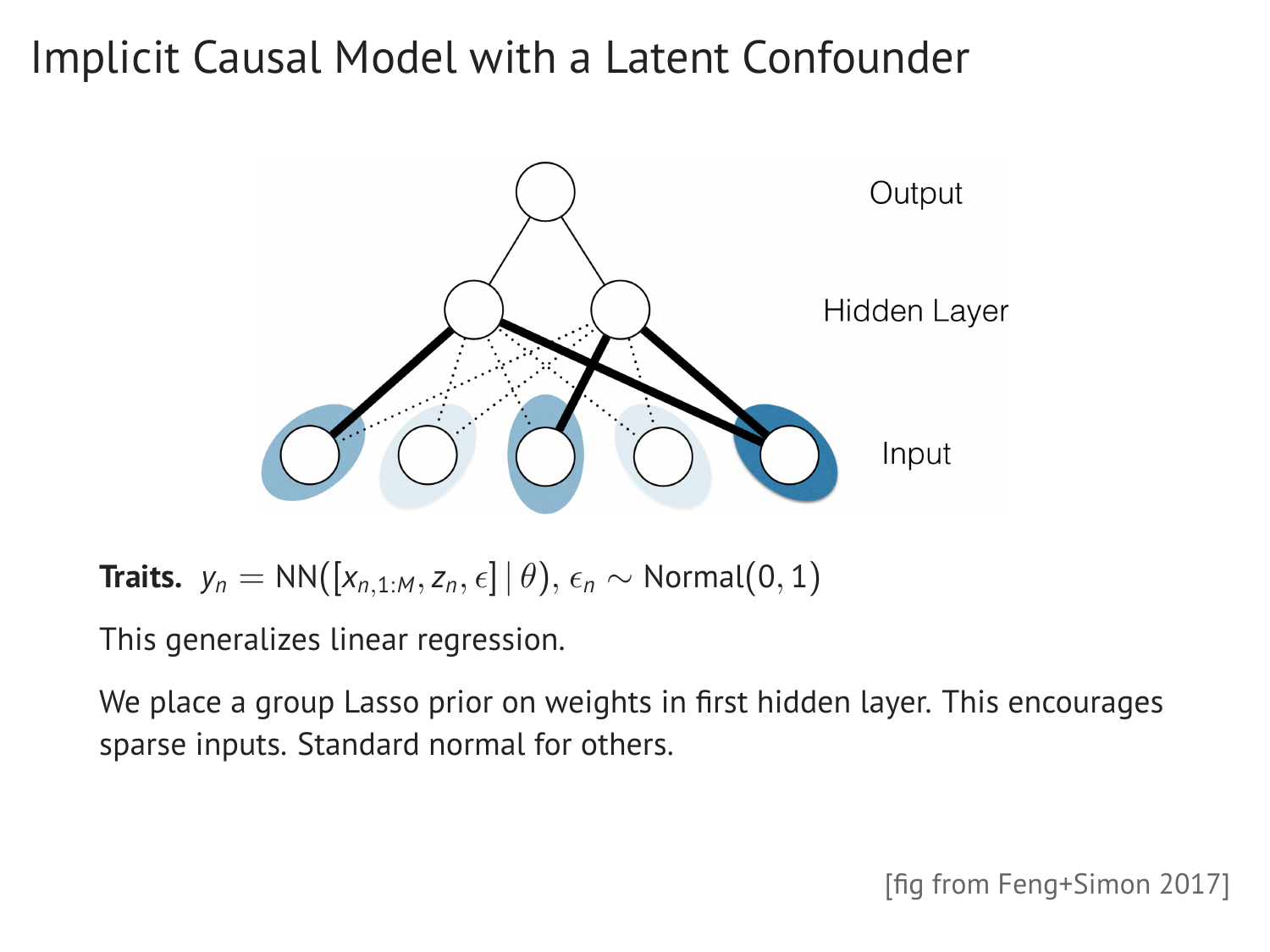# Implicit Causal Model with a Latent Confounder

**Traits.** $y_n = \text{NN}([x_{n,1:M}, z_n, \epsilon] \mid \theta)$, $\epsilon_n \sim \text{Normal}(0, 1)$

This generalizes linear regression.

We place a group Lasso prior on weights in first hidden layer. This encourages sparse inputs. Standard normal for others.

[fig from Feng+Simon 2017]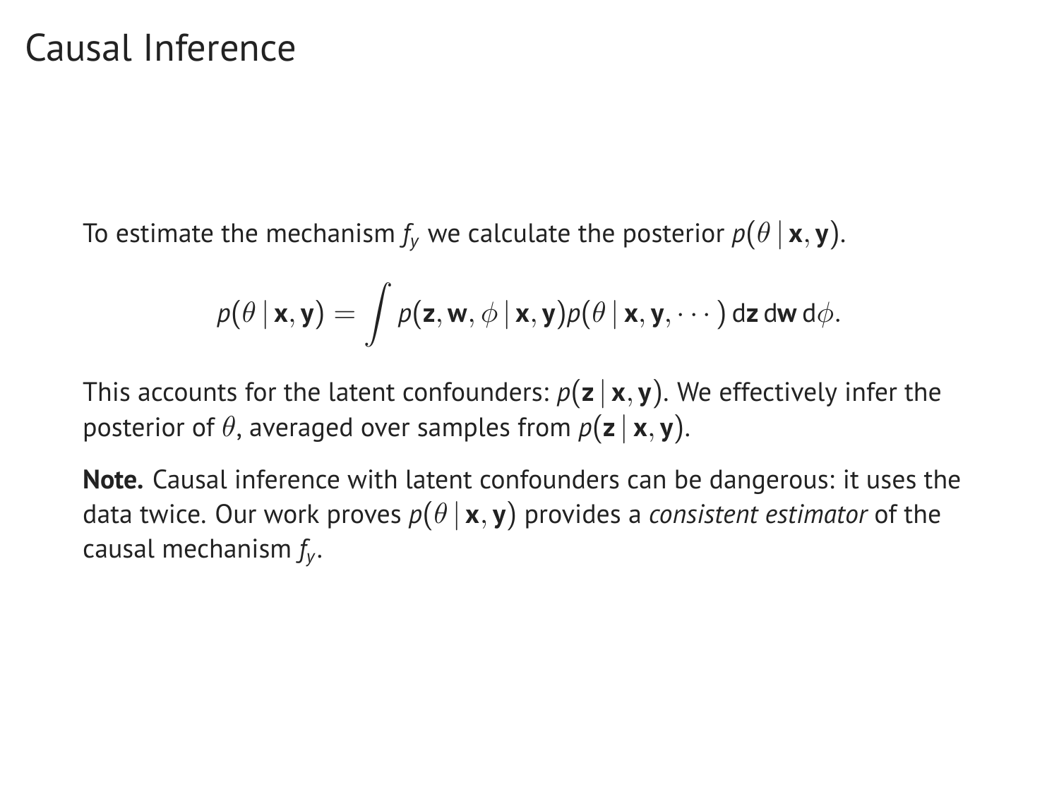# Causal Inference

To estimate the mechanism $f_y$ we calculate the posterior $p(\theta \mid \mathbf{x}, \mathbf{y})$.

$$p(\theta \mid \mathbf{x}, \mathbf{y}) = \int p(\mathbf{z}, \mathbf{w}, \phi \mid \mathbf{x}, \mathbf{y}) p(\theta \mid \mathbf{x}, \mathbf{y}, \cdots) \, \mathrm{d}\mathbf{z} \, \mathrm{d}\mathbf{w} \, \mathrm{d}\phi.$$

This accounts for the latent confounders: $p(\mathbf{z} \mid \mathbf{x}, \mathbf{y})$. We effectively infer the posterior of $\theta$, averaged over samples from $p(\mathbf{z} \mid \mathbf{x}, \mathbf{y})$.

**Note.** Causal inference with latent confounders can be dangerous: it uses the data twice. Our work proves $p(\theta \mid \mathbf{x}, \mathbf{y})$ provides a *consistent estimator* of the causal mechanism $f_y$.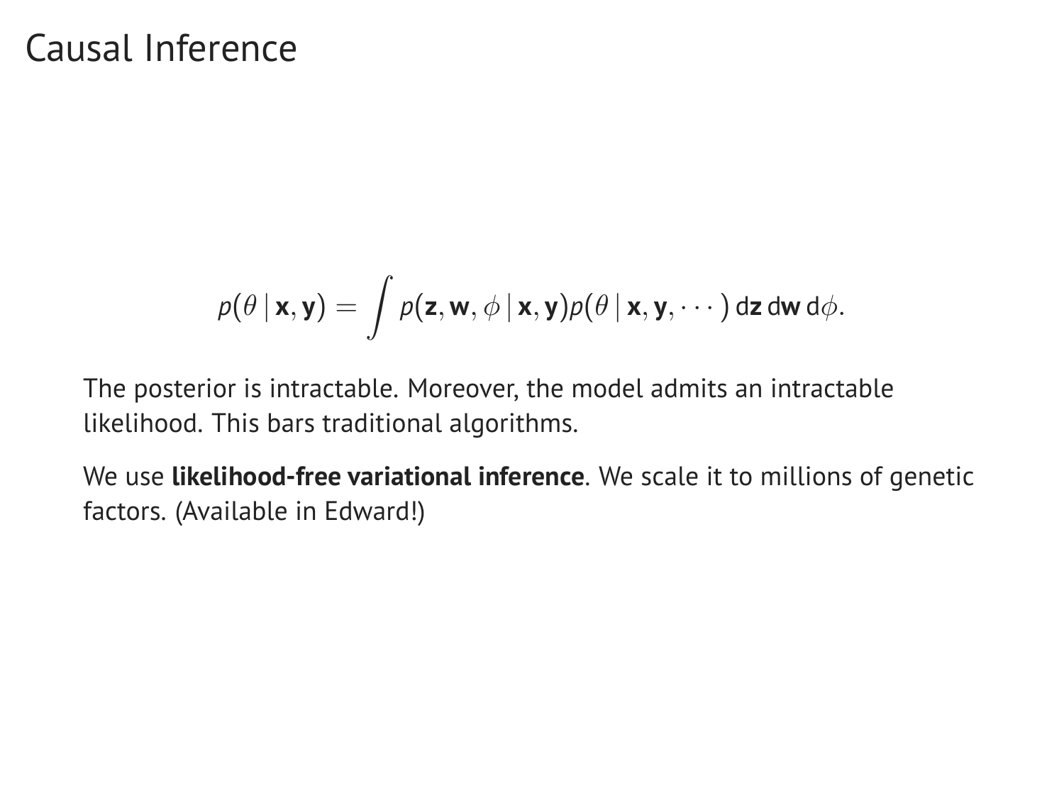# Causal Inference

$$p(\theta \mid \mathbf{x}, \mathbf{y}) = \int p(\mathbf{z}, \mathbf{w}, \phi \mid \mathbf{x}, \mathbf{y}) p(\theta \mid \mathbf{x}, \mathbf{y}, \cdots) \, \mathrm{d}\mathbf{z} \, \mathrm{d}\mathbf{w} \, \mathrm{d}\phi.$$

The posterior is intractable. Moreover, the model admits an intractable likelihood. This bars traditional algorithms.

We use **likelihood-free variational inference**. We scale it to millions of genetic factors. (Available in Edward!)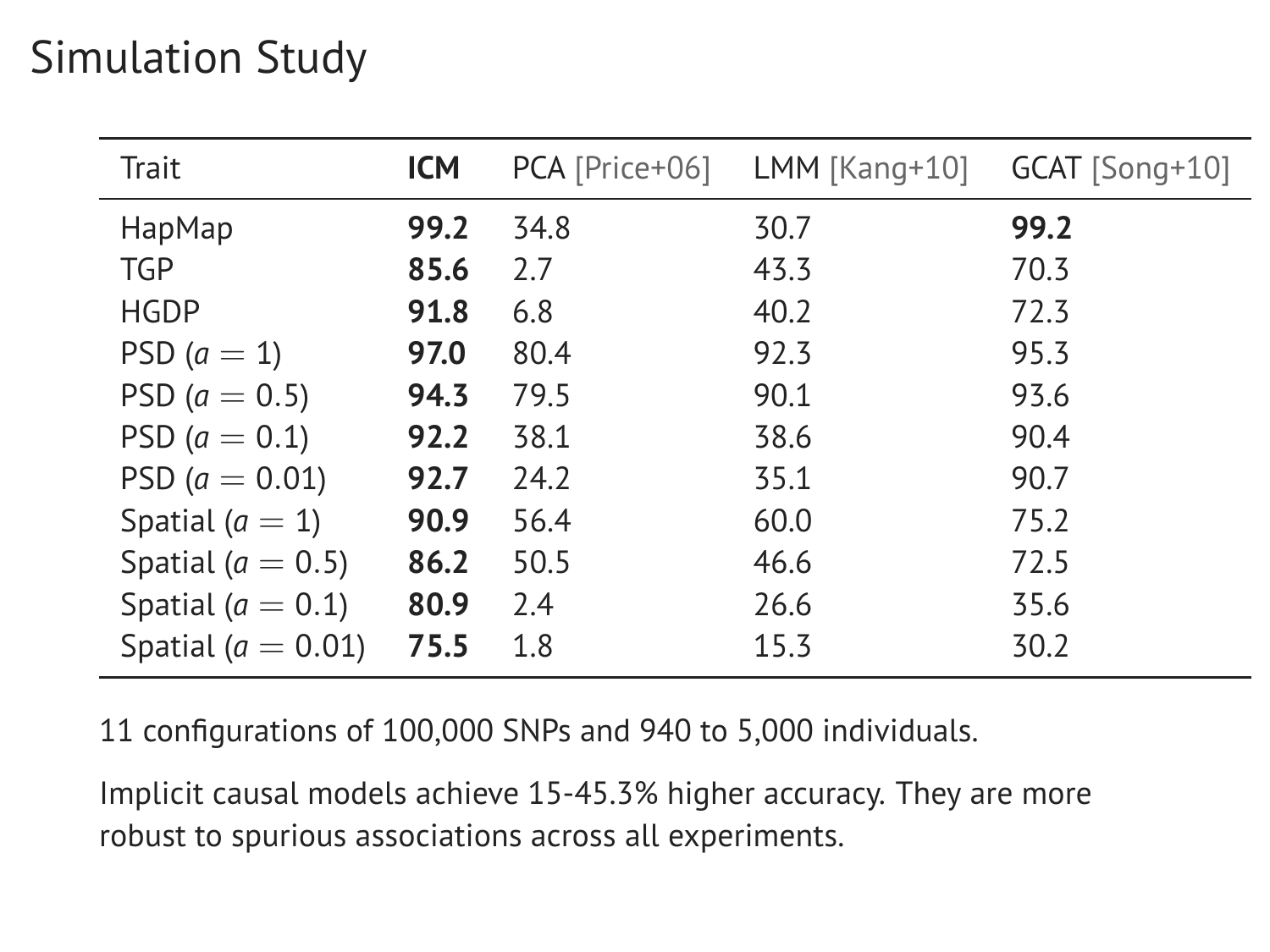# Simulation Study

| Trait | **ICM** | PCA [Price+06] | LMM [Kang+10] | GCAT [Song+10] |
|---|---|---|---|---|
| HapMap | **99.2** | 34.8 | 30.7 | **99.2** |
| TGP | **85.6** | 2.7 | 43.3 | 70.3 |
| HGDP | **91.8** | 6.8 | 40.2 | 72.3 |
| PSD ($a = 1$) | **97.0** | 80.4 | 92.3 | 95.3 |
| PSD ($a = 0.5$) | **94.3** | 79.5 | 90.1 | 93.6 |
| PSD ($a = 0.1$) | **92.2** | 38.1 | 38.6 | 90.4 |
| PSD ($a = 0.01$) | **92.7** | 24.2 | 35.1 | 90.7 |
| Spatial ($a = 1$) | **90.9** | 56.4 | 60.0 | 75.2 |
| Spatial ($a = 0.5$) | **86.2** | 50.5 | 46.6 | 72.5 |
| Spatial ($a = 0.1$) | **80.9** | 2.4 | 26.6 | 35.6 |
| Spatial ($a = 0.01$) | **75.5** | 1.8 | 15.3 | 30.2 |

11 configurations of 100,000 SNPs and 940 to 5,000 individuals.

Implicit causal models achieve 15-45.3% higher accuracy. They are more robust to spurious associations across all experiments.